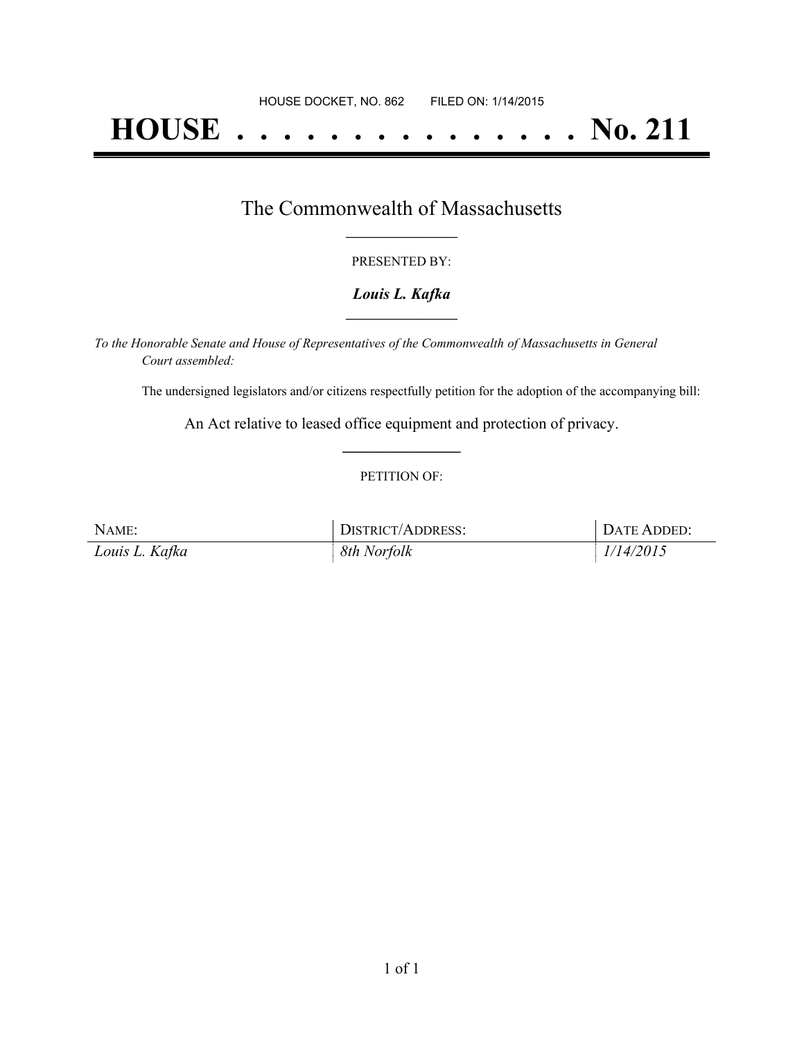HOUSE DOCKET, NO. 862        FILED ON: 1/14/2015

# HOUSE . . . . . . . . . . . . . . . No. 211

## The Commonwealth of Massachusetts

PRESENTED BY:

***Louis L. Kafka***

*To the Honorable Senate and House of Representatives of the Commonwealth of Massachusetts in General Court assembled:*

The undersigned legislators and/or citizens respectfully petition for the adoption of the accompanying bill:

An Act relative to leased office equipment and protection of privacy.

PETITION OF:

| NAME: | DISTRICT/ADDRESS: | DATE ADDED: |
|---|---|---|
| *Louis L. Kafka* | *8th Norfolk* | *1/14/2015* |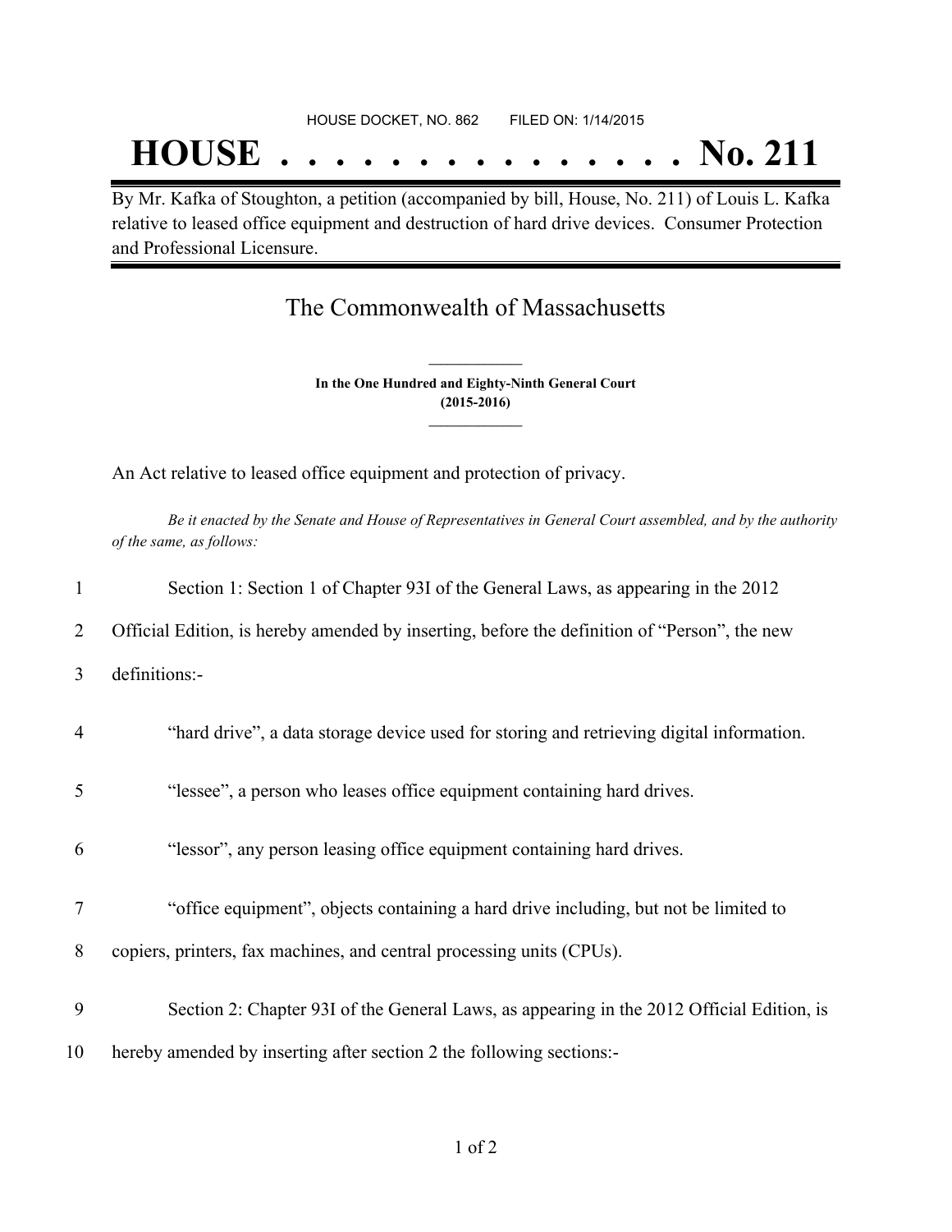HOUSE DOCKET, NO. 862        FILED ON: 1/14/2015

# HOUSE . . . . . . . . . . . . . . . No. 211

By Mr. Kafka of Stoughton, a petition (accompanied by bill, House, No. 211) of Louis L. Kafka relative to leased office equipment and destruction of hard drive devices. Consumer Protection and Professional Licensure.

## The Commonwealth of Massachusetts

**In the One Hundred and Eighty-Ninth General Court**
**(2015-2016)**

An Act relative to leased office equipment and protection of privacy.

*Be it enacted by the Senate and House of Representatives in General Court assembled, and by the authority of the same, as follows:*

1 Section 1: Section 1 of Chapter 93I of the General Laws, as appearing in the 2012
2 Official Edition, is hereby amended by inserting, before the definition of "Person", the new
3 definitions:-

4 "hard drive", a data storage device used for storing and retrieving digital information.

5 "lessee", a person who leases office equipment containing hard drives.

6 "lessor", any person leasing office equipment containing hard drives.

7 "office equipment", objects containing a hard drive including, but not be limited to
8 copiers, printers, fax machines, and central processing units (CPUs).

9 Section 2: Chapter 93I of the General Laws, as appearing in the 2012 Official Edition, is
10 hereby amended by inserting after section 2 the following sections:-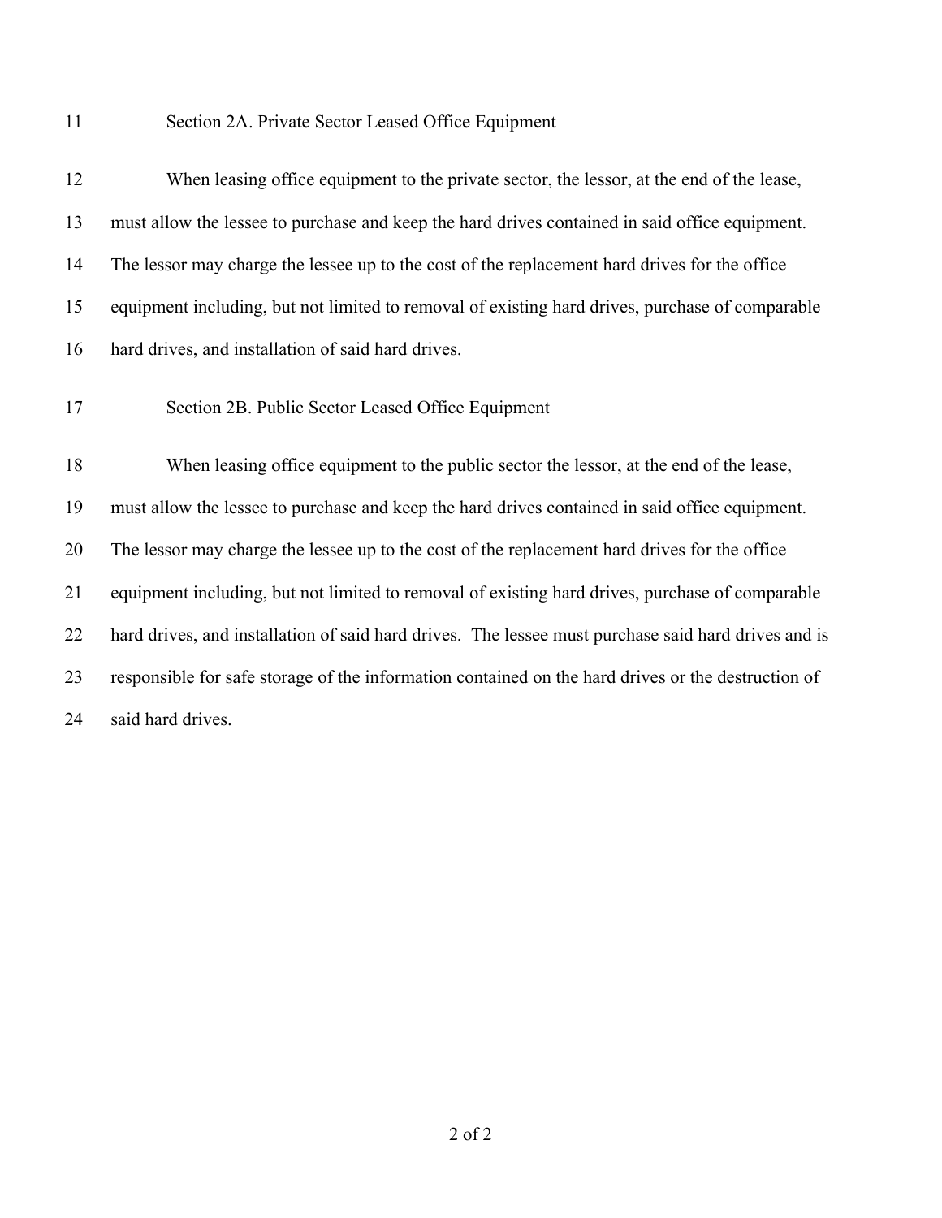Section 2A. Private Sector Leased Office Equipment

When leasing office equipment to the private sector, the lessor, at the end of the lease, must allow the lessee to purchase and keep the hard drives contained in said office equipment. The lessor may charge the lessee up to the cost of the replacement hard drives for the office equipment including, but not limited to removal of existing hard drives, purchase of comparable hard drives, and installation of said hard drives.

Section 2B. Public Sector Leased Office Equipment

When leasing office equipment to the public sector the lessor, at the end of the lease, must allow the lessee to purchase and keep the hard drives contained in said office equipment. The lessor may charge the lessee up to the cost of the replacement hard drives for the office equipment including, but not limited to removal of existing hard drives, purchase of comparable hard drives, and installation of said hard drives. The lessee must purchase said hard drives and is responsible for safe storage of the information contained on the hard drives or the destruction of said hard drives.